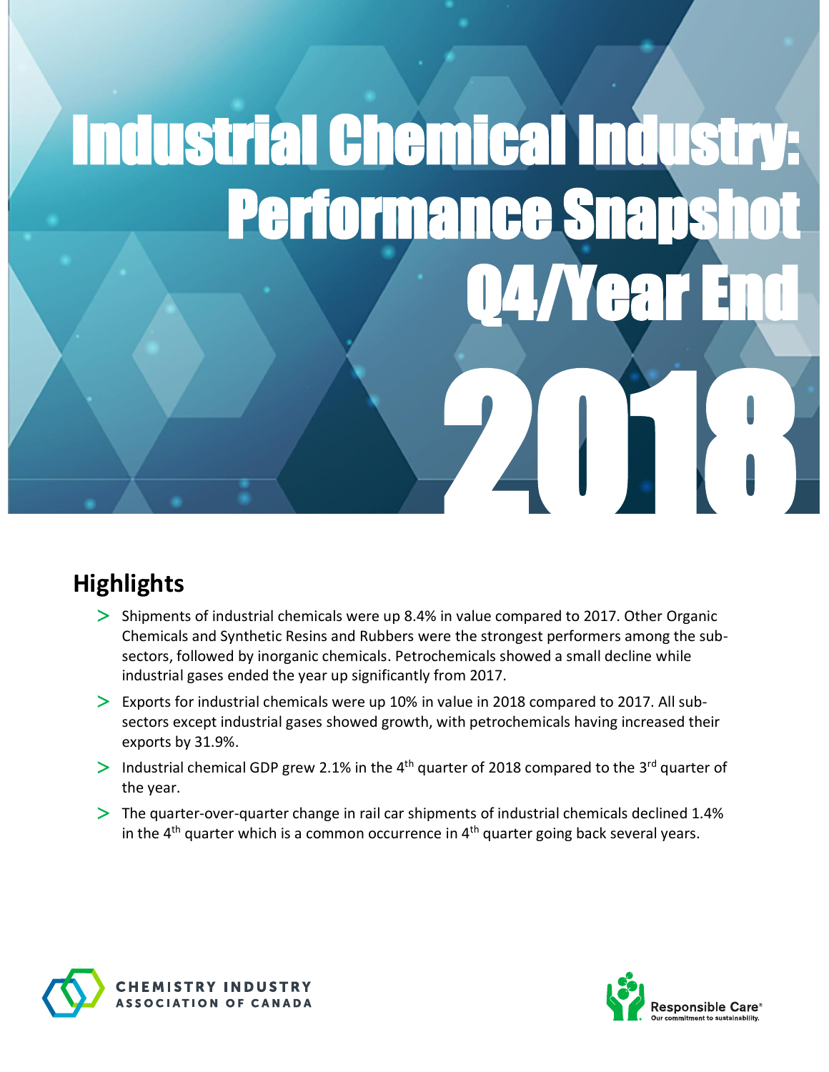# Industrial Chemical Industry: Performance Snapshot Q4/Year End 2018

## Highlights

- Shipments of industrial chemicals were up 8.4% in value compared to 2017. Other Organic Chemicals and Synthetic Resins and Rubbers were the strongest performers among the sub-sectors, followed by inorganic chemicals. Petrochemicals showed a small decline while industrial gases ended the year up significantly from 2017.
- Exports for industrial chemicals were up 10% in value in 2018 compared to 2017. All sub-sectors except industrial gases showed growth, with petrochemicals having increased their exports by 31.9%.
- Industrial chemical GDP grew 2.1% in the 4th quarter of 2018 compared to the 3rd quarter of the year.
- The quarter-over-quarter change in rail car shipments of industrial chemicals declined 1.4% in the 4th quarter which is a common occurrence in 4th quarter going back several years.

CHEMISTRY INDUSTRY ASSOCIATION OF CANADA

Responsible Care® Our commitment to sustainability.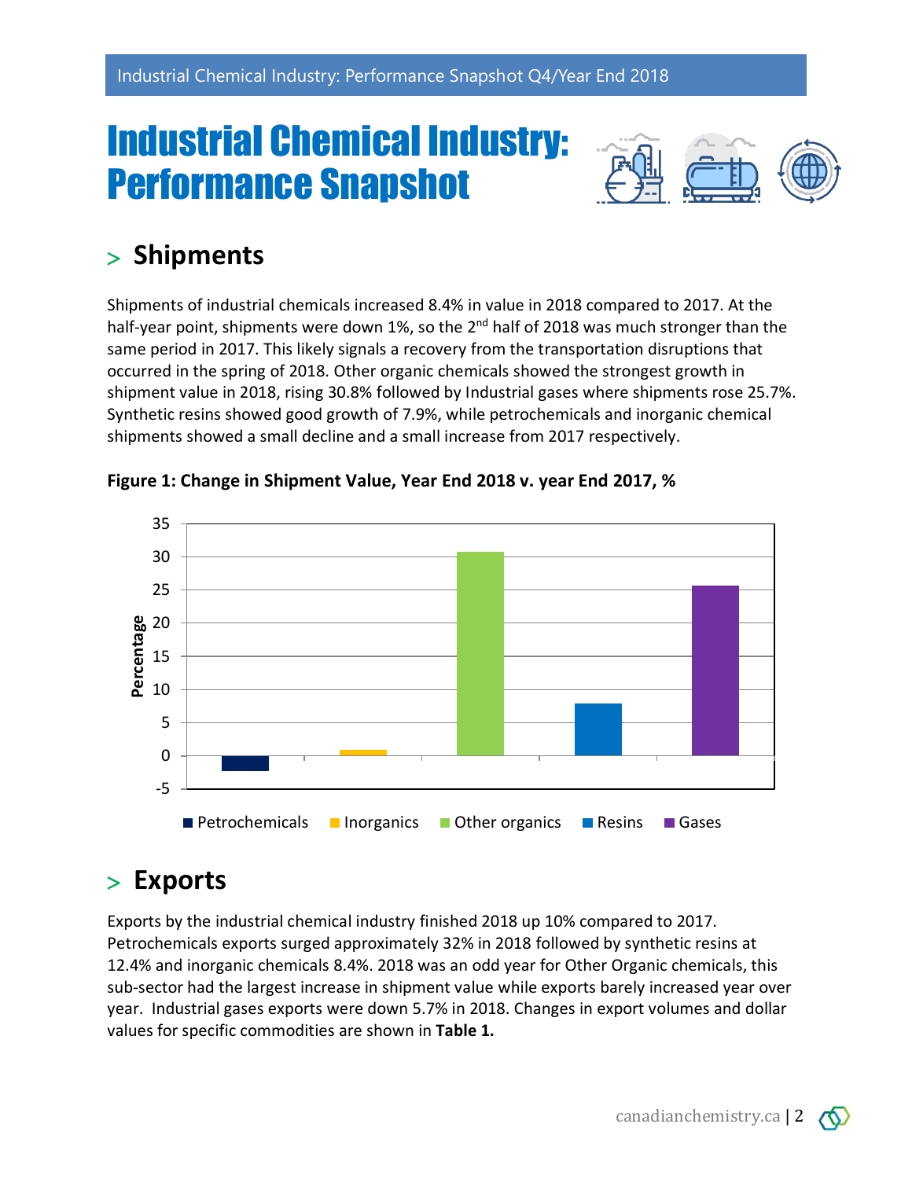# Industrial Chemical Industry: Performance Snapshot

## > Shipments

Shipments of industrial chemicals increased 8.4% in value in 2018 compared to 2017. At the half-year point, shipments were down 1%, so the 2nd half of 2018 was much stronger than the same period in 2017. This likely signals a recovery from the transportation disruptions that occurred in the spring of 2018. Other organic chemicals showed the strongest growth in shipment value in 2018, rising 30.8% followed by Industrial gases where shipments rose 25.7%. Synthetic resins showed good growth of 7.9%, while petrochemicals and inorganic chemical shipments showed a small decline and a small increase from 2017 respectively.

**Figure 1: Change in Shipment Value, Year End 2018 v. year End 2017, %**

## > Exports

Exports by the industrial chemical industry finished 2018 up 10% compared to 2017. Petrochemicals exports surged approximately 32% in 2018 followed by synthetic resins at 12.4% and inorganic chemicals 8.4%. 2018 was an odd year for Other Organic chemicals, this sub-sector had the largest increase in shipment value while exports barely increased year over year. Industrial gases exports were down 5.7% in 2018. Changes in export volumes and dollar values for specific commodities are shown in **Table 1.**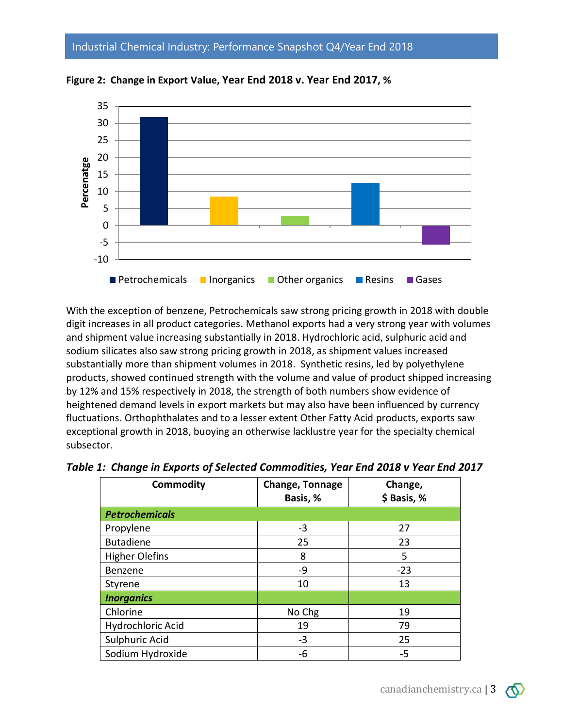**Figure 2: Change in Export Value, Year End 2018 v. Year End 2017, %**

With the exception of benzene, Petrochemicals saw strong pricing growth in 2018 with double digit increases in all product categories. Methanol exports had a very strong year with volumes and shipment value increasing substantially in 2018. Hydrochloric acid, sulphuric acid and sodium silicates also saw strong pricing growth in 2018, as shipment values increased substantially more than shipment volumes in 2018. Synthetic resins, led by polyethylene products, showed continued strength with the volume and value of product shipped increasing by 12% and 15% respectively in 2018, the strength of both numbers show evidence of heightened demand levels in export markets but may also have been influenced by currency fluctuations. Orthophthalates and to a lesser extent Other Fatty Acid products, exports saw exceptional growth in 2018, buoying an otherwise lacklustre year for the specialty chemical subsector.

***Table 1: Change in Exports of Selected Commodities, Year End 2018 v Year End 2017***

| Commodity | Change, Tonnage Basis, % | Change, $ Basis, % |
|---|---|---|
| ***Petrochemicals*** | | |
| Propylene | -3 | 27 |
| Butadiene | 25 | 23 |
| Higher Olefins | 8 | 5 |
| Benzene | -9 | -23 |
| Styrene | 10 | 13 |
| ***Inorganics*** | | |
| Chlorine | No Chg | 19 |
| Hydrochloric Acid | 19 | 79 |
| Sulphuric Acid | -3 | 25 |
| Sodium Hydroxide | -6 | -5 |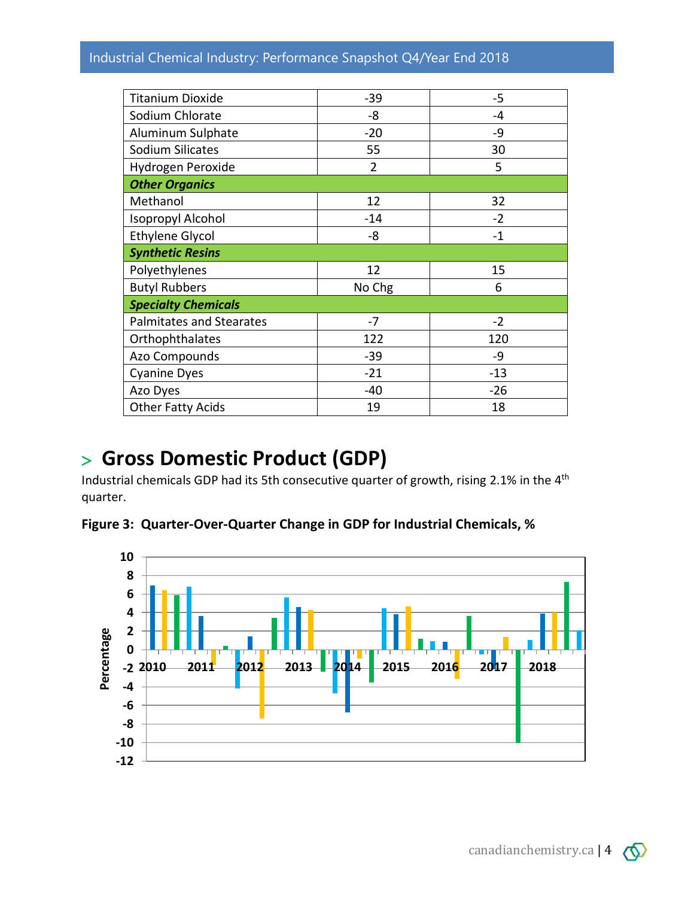| | | |
|---|---|---|
| Titanium Dioxide | -39 | -5 |
| Sodium Chlorate | -8 | -4 |
| Aluminum Sulphate | -20 | -9 |
| Sodium Silicates | 55 | 30 |
| Hydrogen Peroxide | 2 | 5 |
| ***Other Organics*** | | |
| Methanol | 12 | 32 |
| Isopropyl Alcohol | -14 | -2 |
| Ethylene Glycol | -8 | -1 |
| ***Synthetic Resins*** | | |
| Polyethylenes | 12 | 15 |
| Butyl Rubbers | No Chg | 6 |
| ***Specialty Chemicals*** | | |
| Palmitates and Stearates | -7 | -2 |
| Orthophthalates | 122 | 120 |
| Azo Compounds | -39 | -9 |
| Cyanine Dyes | -21 | -13 |
| Azo Dyes | -40 | -26 |
| Other Fatty Acids | 19 | 18 |

## > Gross Domestic Product (GDP)

Industrial chemicals GDP had its 5th consecutive quarter of growth, rising 2.1% in the 4th quarter.

**Figure 3: Quarter-Over-Quarter Change in GDP for Industrial Chemicals, %**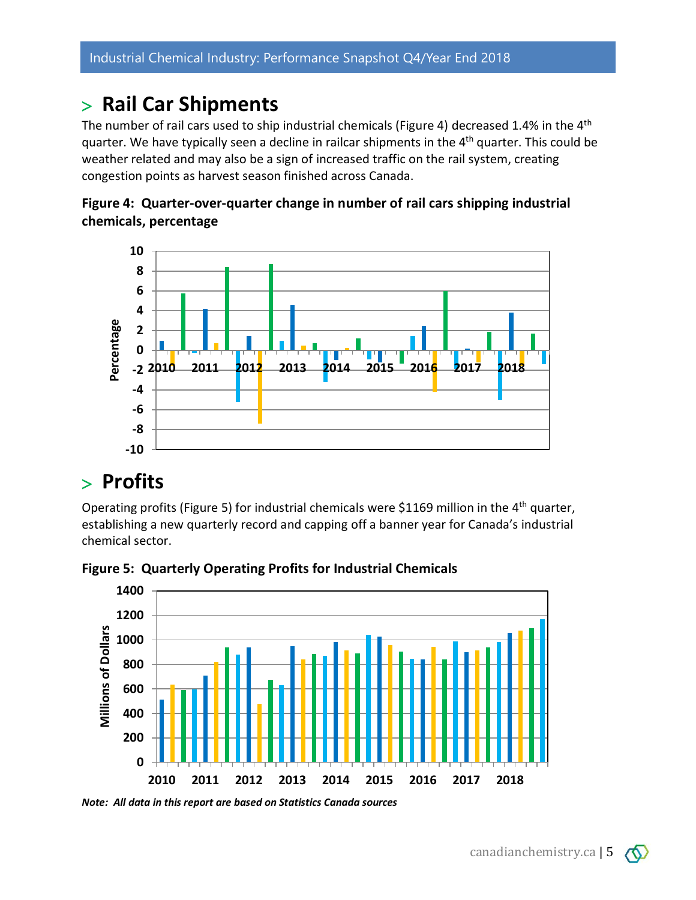## > Rail Car Shipments

The number of rail cars used to ship industrial chemicals (Figure 4) decreased 1.4% in the 4th quarter. We have typically seen a decline in railcar shipments in the 4th quarter. This could be weather related and may also be a sign of increased traffic on the rail system, creating congestion points as harvest season finished across Canada.

**Figure 4: Quarter-over-quarter change in number of rail cars shipping industrial chemicals, percentage**

## > Profits

Operating profits (Figure 5) for industrial chemicals were $1169 million in the 4th quarter, establishing a new quarterly record and capping off a banner year for Canada's industrial chemical sector.

**Figure 5: Quarterly Operating Profits for Industrial Chemicals**

***Note: All data in this report are based on Statistics Canada sources***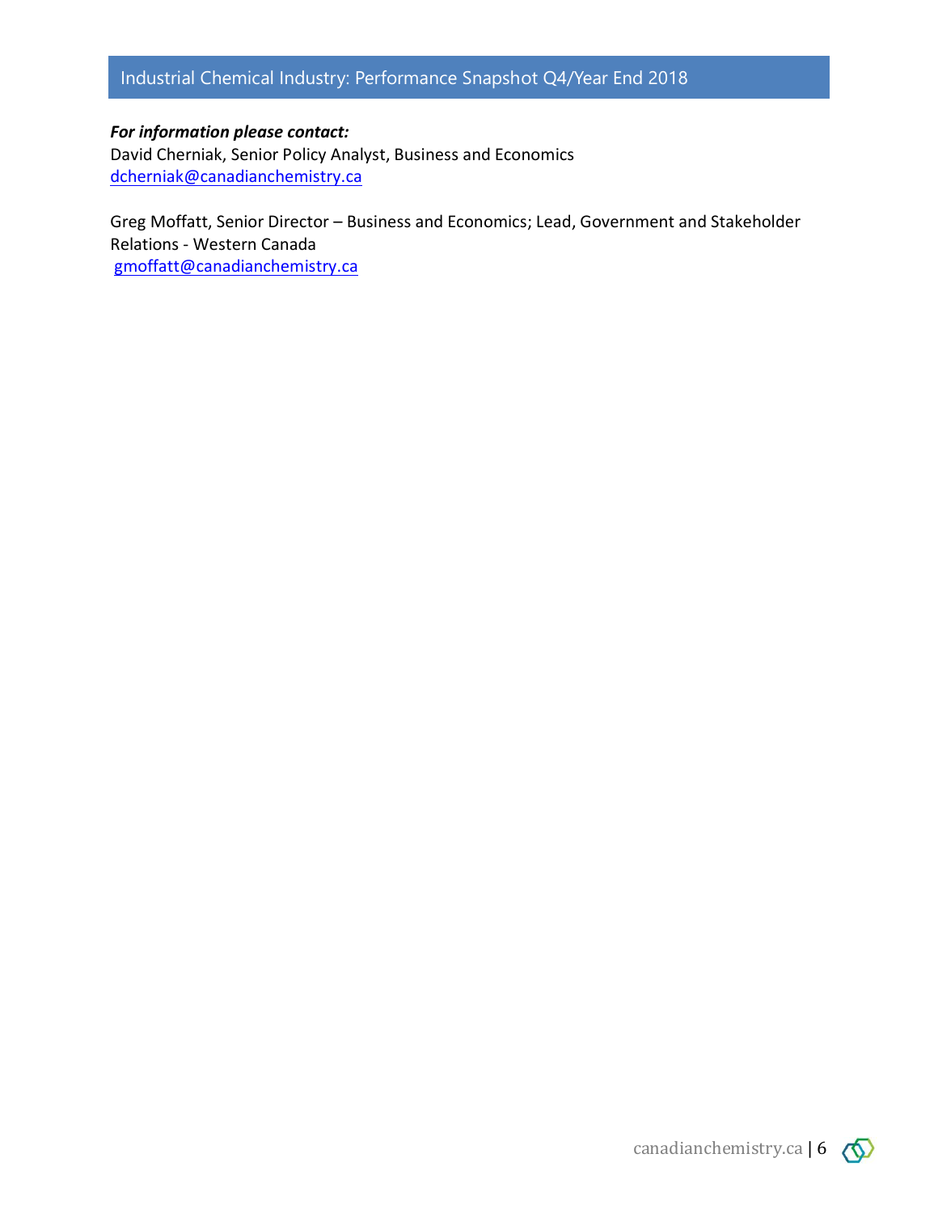***For information please contact:***
David Cherniak, Senior Policy Analyst, Business and Economics
dcherniak@canadianchemistry.ca

Greg Moffatt, Senior Director – Business and Economics; Lead, Government and Stakeholder Relations - Western Canada
gmoffatt@canadianchemistry.ca